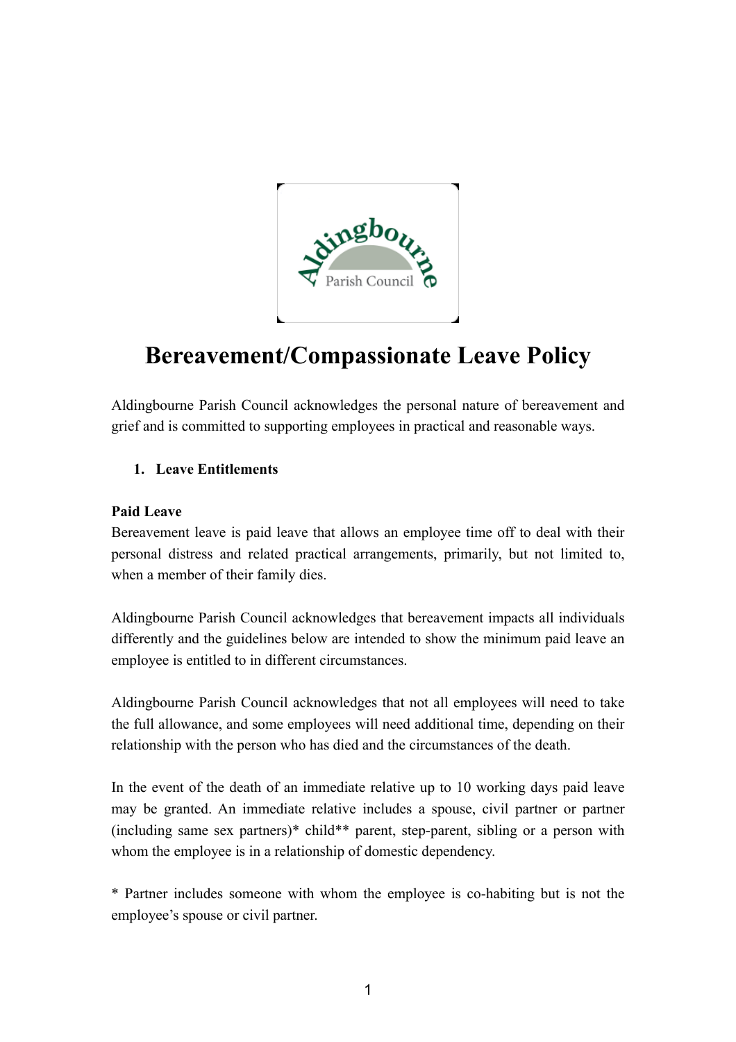# Bereavement/Compassionate Leave Policy

Aldingbourne Parish Council acknowledges the personal nature of bereavement and grief and is committed to supporting employees in practical and reasonable ways.

1. **Leave Entitlements**

**Paid Leave**

Bereavement leave is paid leave that allows an employee time off to deal with their personal distress and related practical arrangements, primarily, but not limited to, when a member of their family dies.

Aldingbourne Parish Council acknowledges that bereavement impacts all individuals differently and the guidelines below are intended to show the minimum paid leave an employee is entitled to in different circumstances.

Aldingbourne Parish Council acknowledges that not all employees will need to take the full allowance, and some employees will need additional time, depending on their relationship with the person who has died and the circumstances of the death.

In the event of the death of an immediate relative up to 10 working days paid leave may be granted. An immediate relative includes a spouse, civil partner or partner (including same sex partners)* child** parent, step-parent, sibling or a person with whom the employee is in a relationship of domestic dependency.

* Partner includes someone with whom the employee is co-habiting but is not the employee's spouse or civil partner.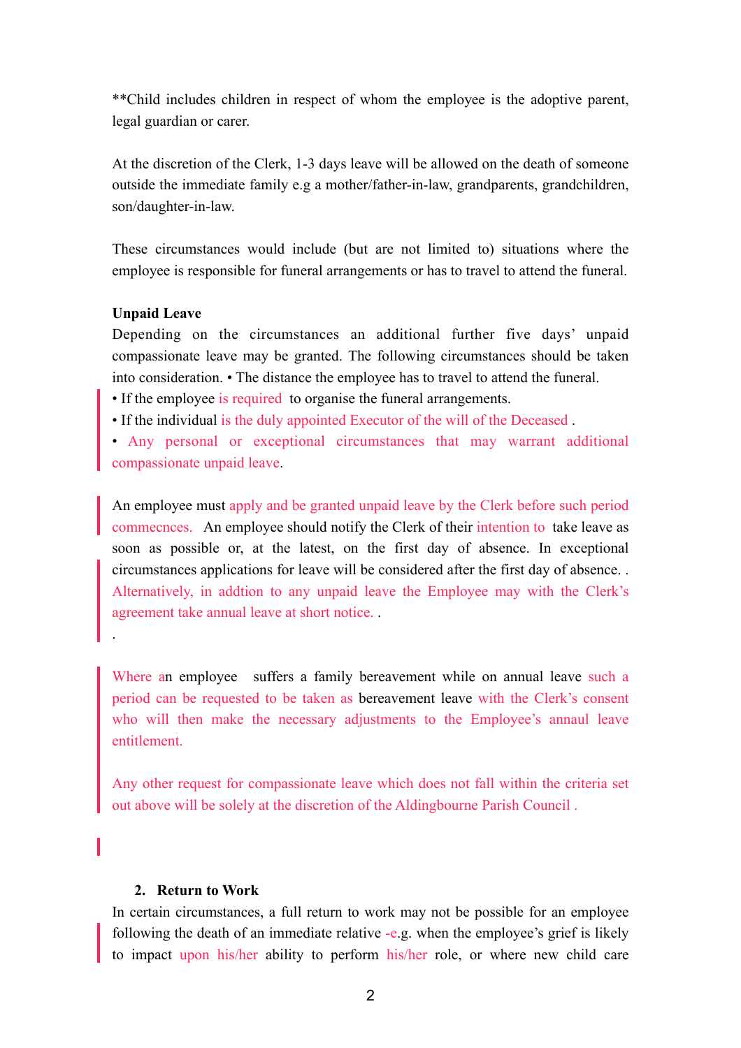**Child includes children in respect of whom the employee is the adoptive parent, legal guardian or carer.

At the discretion of the Clerk, 1-3 days leave will be allowed on the death of someone outside the immediate family e.g a mother/father-in-law, grandparents, grandchildren, son/daughter-in-law.

These circumstances would include (but are not limited to) situations where the employee is responsible for funeral arrangements or has to travel to attend the funeral.

**Unpaid Leave**

Depending on the circumstances an additional further five days' unpaid compassionate leave may be granted. The following circumstances should be taken into consideration. • The distance the employee has to travel to attend the funeral.

• If the employee is required to organise the funeral arrangements.

• If the individual is the duly appointed Executor of the will of the Deceased .

• Any personal or exceptional circumstances that may warrant additional compassionate unpaid leave.

An employee must apply and be granted unpaid leave by the Clerk before such period commecnces. An employee should notify the Clerk of their intention to take leave as soon as possible or, at the latest, on the first day of absence. In exceptional circumstances applications for leave will be considered after the first day of absence. . Alternatively, in addtion to any unpaid leave the Employee may with the Clerk's agreement take annual leave at short notice. .

.

Where an employee suffers a family bereavement while on annual leave such a period can be requested to be taken as bereavement leave with the Clerk's consent who will then make the necessary adjustments to the Employee's annaul leave entitlement.

Any other request for compassionate leave which does not fall within the criteria set out above will be solely at the discretion of the Aldingbourne Parish Council .

2. **Return to Work**

In certain circumstances, a full return to work may not be possible for an employee following the death of an immediate relative -e.g. when the employee's grief is likely to impact upon his/her ability to perform his/her role, or where new child care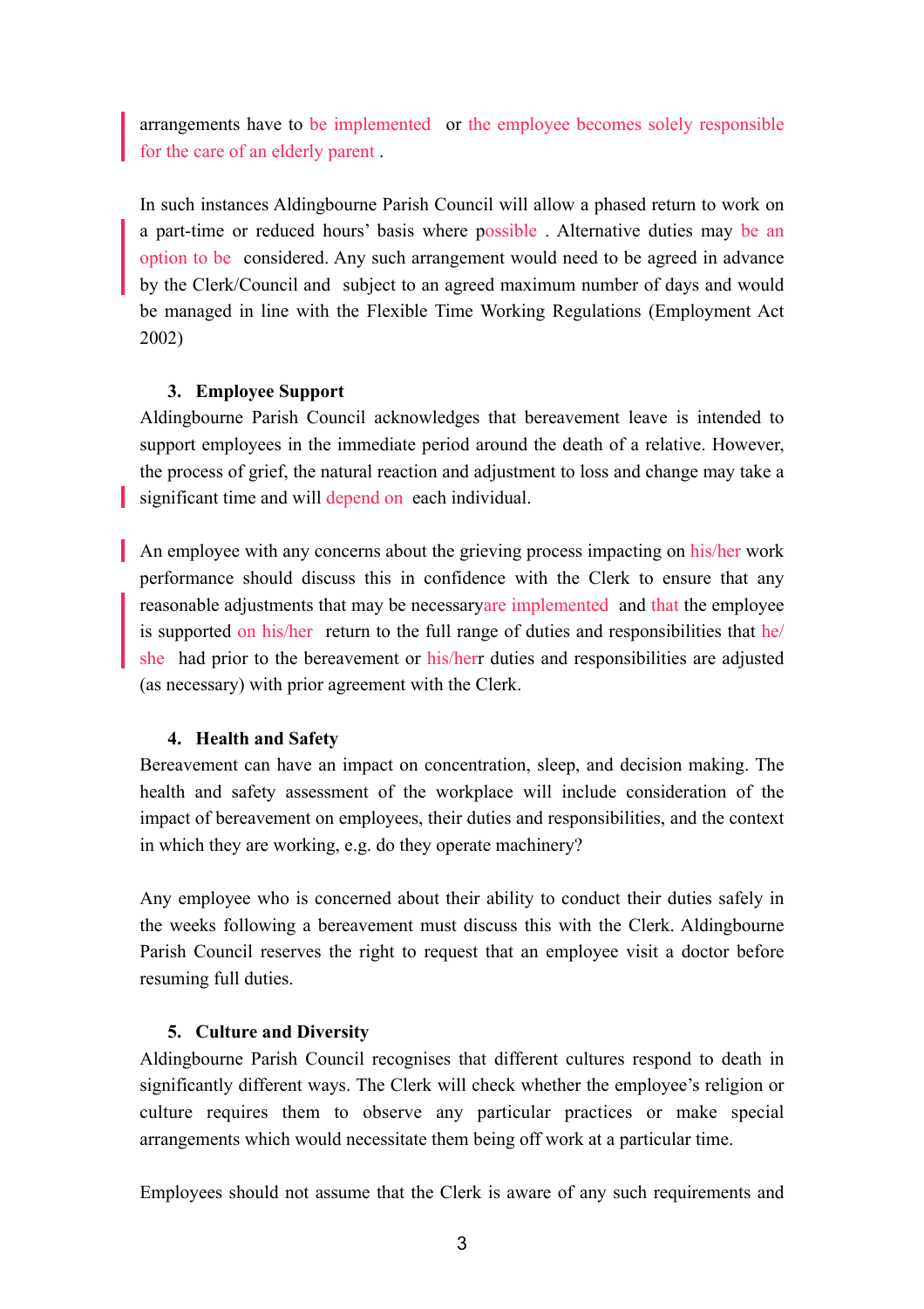arrangements have to be implemented or the employee becomes solely responsible for the care of an elderly parent .

In such instances Aldingbourne Parish Council will allow a phased return to work on a part-time or reduced hours' basis where possible . Alternative duties may be an option to be considered. Any such arrangement would need to be agreed in advance by the Clerk/Council and subject to an agreed maximum number of days and would be managed in line with the Flexible Time Working Regulations (Employment Act 2002)

### 3. Employee Support

Aldingbourne Parish Council acknowledges that bereavement leave is intended to support employees in the immediate period around the death of a relative. However, the process of grief, the natural reaction and adjustment to loss and change may take a significant time and will depend on each individual.

An employee with any concerns about the grieving process impacting on his/her work performance should discuss this in confidence with the Clerk to ensure that any reasonable adjustments that may be necessaryare implemented and that the employee is supported on his/her return to the full range of duties and responsibilities that he/she had prior to the bereavement or his/herr duties and responsibilities are adjusted (as necessary) with prior agreement with the Clerk.

### 4. Health and Safety

Bereavement can have an impact on concentration, sleep, and decision making. The health and safety assessment of the workplace will include consideration of the impact of bereavement on employees, their duties and responsibilities, and the context in which they are working, e.g. do they operate machinery?

Any employee who is concerned about their ability to conduct their duties safely in the weeks following a bereavement must discuss this with the Clerk. Aldingbourne Parish Council reserves the right to request that an employee visit a doctor before resuming full duties.

### 5. Culture and Diversity

Aldingbourne Parish Council recognises that different cultures respond to death in significantly different ways. The Clerk will check whether the employee's religion or culture requires them to observe any particular practices or make special arrangements which would necessitate them being off work at a particular time.

Employees should not assume that the Clerk is aware of any such requirements and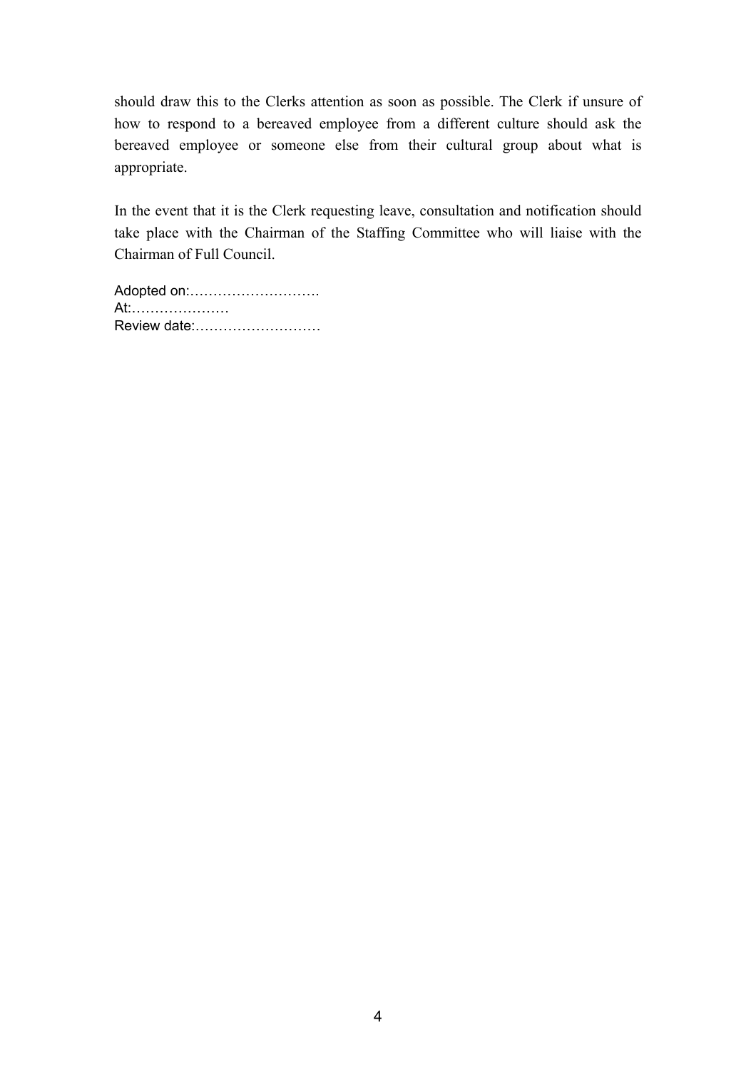should draw this to the Clerks attention as soon as possible. The Clerk if unsure of how to respond to a bereaved employee from a different culture should ask the bereaved employee or someone else from their cultural group about what is appropriate.

In the event that it is the Clerk requesting leave, consultation and notification should take place with the Chairman of the Staffing Committee who will liaise with the Chairman of Full Council.

Adopted on:……………………….
At:…………………
Review date:………………………